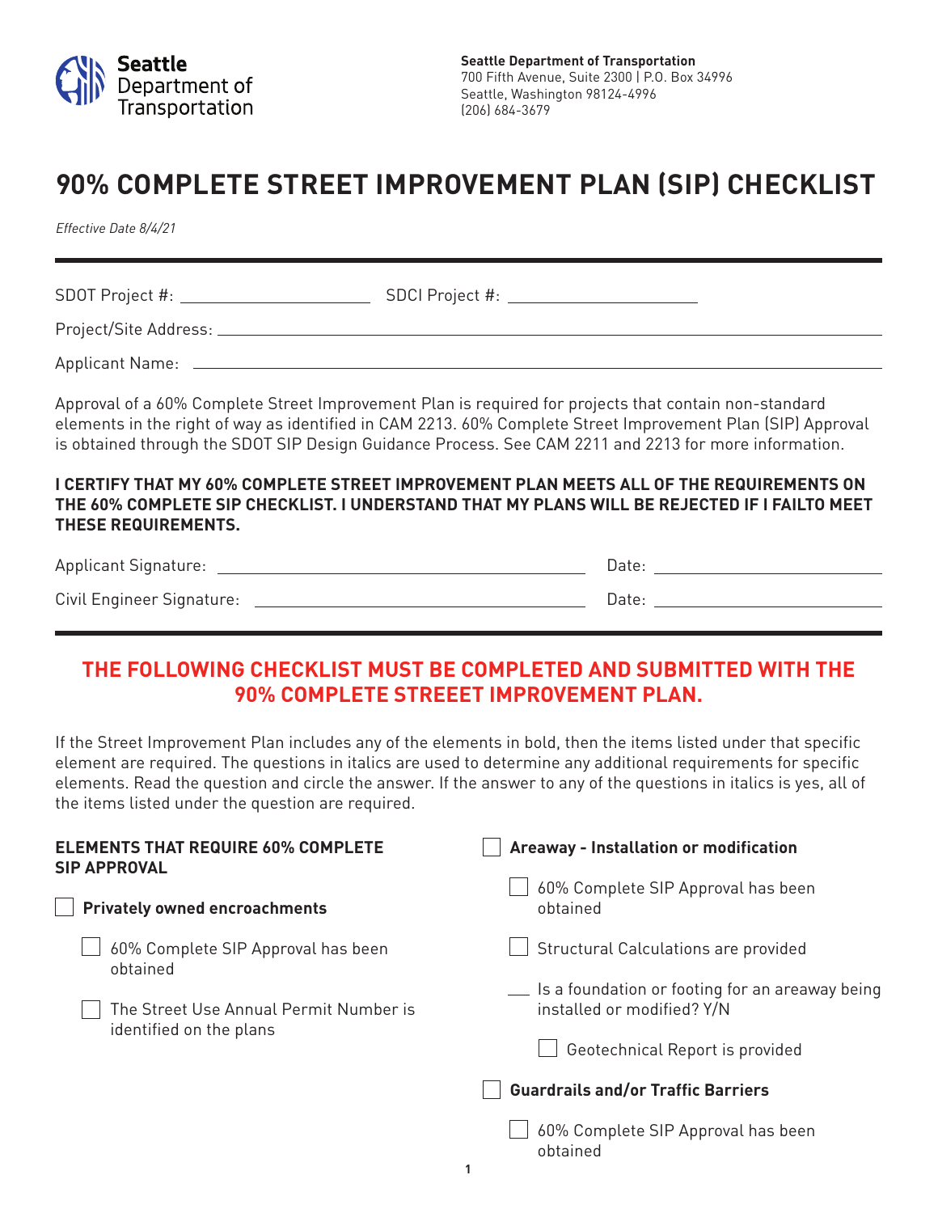Seattle Department of Transportation

**Seattle Department of Transportation**
700 Fifth Avenue, Suite 2300 | P.O. Box 34996
Seattle, Washington 98124-4996
(206) 684-3679

# 90% COMPLETE STREET IMPROVEMENT PLAN (SIP) CHECKLIST

*Effective Date 8/4/21*

SDOT Project #: ____________________ SDCI Project #: ____________________

Project/Site Address: ____________________

Applicant Name: ____________________

Approval of a 60% Complete Street Improvement Plan is required for projects that contain non-standard elements in the right of way as identified in CAM 2213. 60% Complete Street Improvement Plan (SIP) Approval is obtained through the SDOT SIP Design Guidance Process. See CAM 2211 and 2213 for more information.

**I CERTIFY THAT MY 60% COMPLETE STREET IMPROVEMENT PLAN MEETS ALL OF THE REQUIREMENTS ON THE 60% COMPLETE SIP CHECKLIST. I UNDERSTAND THAT MY PLANS WILL BE REJECTED IF I FAILTO MEET THESE REQUIREMENTS.**

Applicant Signature: ____________________ Date: ____________________

Civil Engineer Signature: ____________________ Date: ____________________

## THE FOLLOWING CHECKLIST MUST BE COMPLETED AND SUBMITTED WITH THE 90% COMPLETE STREEET IMPROVEMENT PLAN.

If the Street Improvement Plan includes any of the elements in bold, then the items listed under that specific element are required. The questions in italics are used to determine any additional requirements for specific elements. Read the question and circle the answer. If the answer to any of the questions in italics is yes, all of the items listed under the question are required.

### ELEMENTS THAT REQUIRE 60% COMPLETE SIP APPROVAL

- [ ] **Privately owned encroachments**
  - [ ] 60% Complete SIP Approval has been obtained
  - [ ] The Street Use Annual Permit Number is identified on the plans

- [ ] **Areaway - Installation or modification**
  - [ ] 60% Complete SIP Approval has been obtained
  - [ ] Structural Calculations are provided
  - ___ Is a foundation or footing for an areaway being installed or modified? Y/N
    - [ ] Geotechnical Report is provided

- [ ] **Guardrails and/or Traffic Barriers**
  - [ ] 60% Complete SIP Approval has been obtained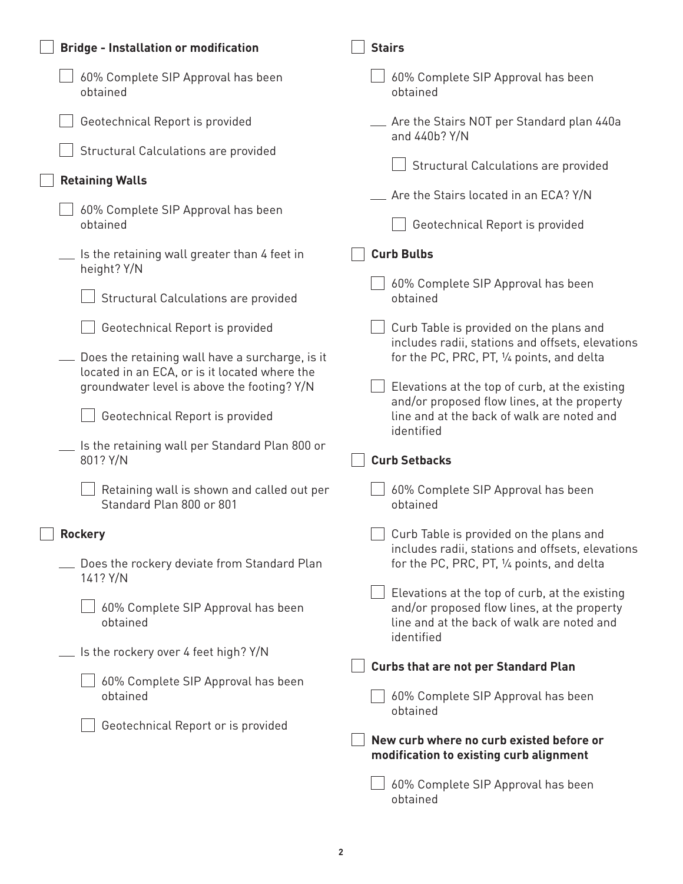- [ ] **Bridge - Installation or modification**
  - [ ] 60% Complete SIP Approval has been obtained
  - [ ] Geotechnical Report is provided
  - [ ] Structural Calculations are provided

- [ ] **Retaining Walls**
  - [ ] 60% Complete SIP Approval has been obtained
  - ___ Is the retaining wall greater than 4 feet in height? Y/N
    - [ ] Structural Calculations are provided
    - [ ] Geotechnical Report is provided
  - ___ Does the retaining wall have a surcharge, is it located in an ECA, or is it located where the groundwater level is above the footing? Y/N
    - [ ] Geotechnical Report is provided
  - ___ Is the retaining wall per Standard Plan 800 or 801? Y/N
    - [ ] Retaining wall is shown and called out per Standard Plan 800 or 801

- [ ] **Rockery**
  - ___ Does the rockery deviate from Standard Plan 141? Y/N
    - [ ] 60% Complete SIP Approval has been obtained
  - ___ Is the rockery over 4 feet high? Y/N
    - [ ] 60% Complete SIP Approval has been obtained
    - [ ] Geotechnical Report or is provided

- [ ] **Stairs**
  - [ ] 60% Complete SIP Approval has been obtained
  - ___ Are the Stairs NOT per Standard plan 440a and 440b? Y/N
    - [ ] Structural Calculations are provided
  - ___ Are the Stairs located in an ECA? Y/N
    - [ ] Geotechnical Report is provided

- [ ] **Curb Bulbs**
  - [ ] 60% Complete SIP Approval has been obtained
  - [ ] Curb Table is provided on the plans and includes radii, stations and offsets, elevations for the PC, PRC, PT, ¼ points, and delta
  - [ ] Elevations at the top of curb, at the existing and/or proposed flow lines, at the property line and at the back of walk are noted and identified

- [ ] **Curb Setbacks**
  - [ ] 60% Complete SIP Approval has been obtained
  - [ ] Curb Table is provided on the plans and includes radii, stations and offsets, elevations for the PC, PRC, PT, ¼ points, and delta
  - [ ] Elevations at the top of curb, at the existing and/or proposed flow lines, at the property line and at the back of walk are noted and identified

- [ ] **Curbs that are not per Standard Plan**
  - [ ] 60% Complete SIP Approval has been obtained

- [ ] **New curb where no curb existed before or modification to existing curb alignment**
  - [ ] 60% Complete SIP Approval has been obtained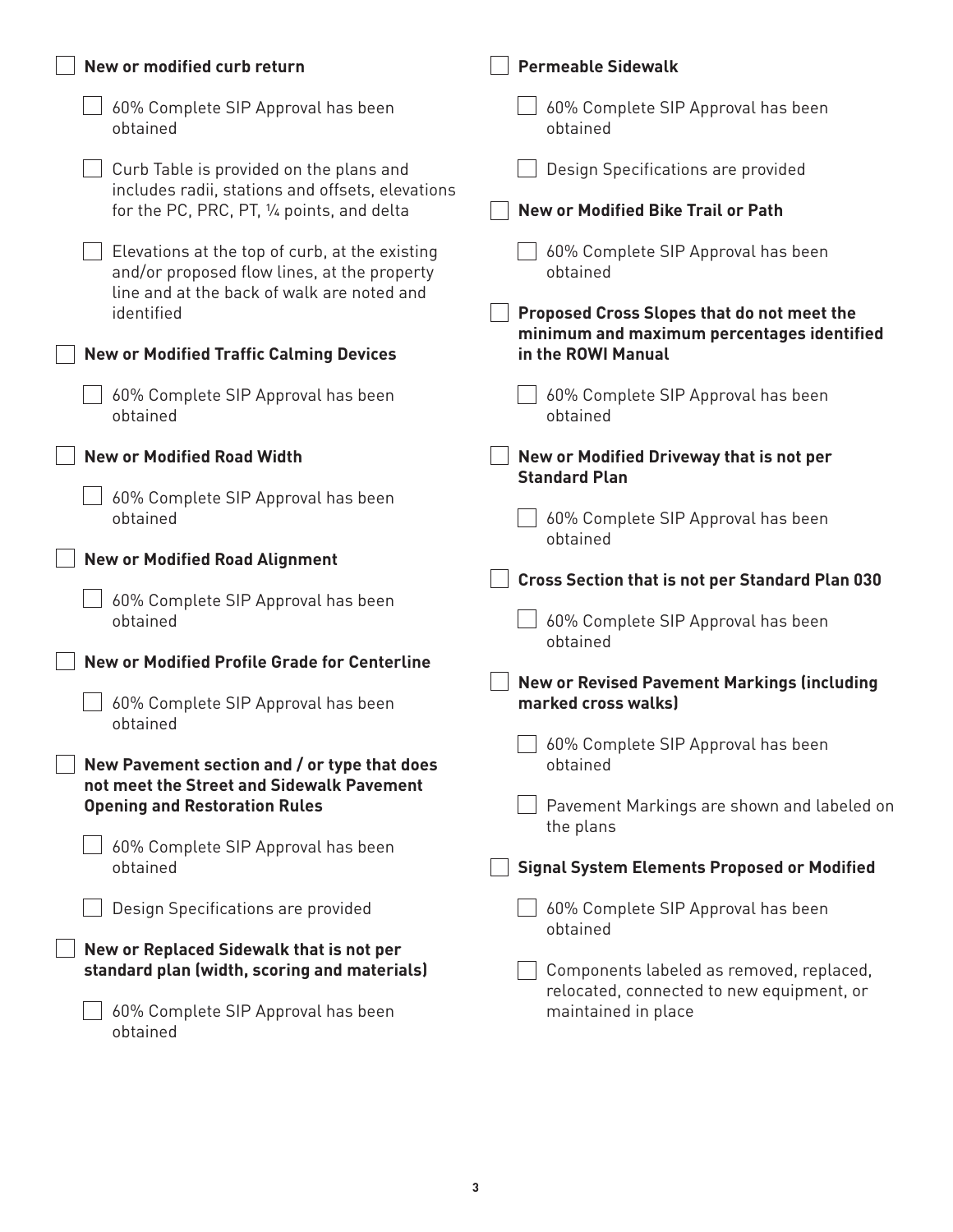- [ ] **New or modified curb return**
  - [ ] 60% Complete SIP Approval has been obtained
  - [ ] Curb Table is provided on the plans and includes radii, stations and offsets, elevations for the PC, PRC, PT, ¼ points, and delta
  - [ ] Elevations at the top of curb, at the existing and/or proposed flow lines, at the property line and at the back of walk are noted and identified
- [ ] **New or Modified Traffic Calming Devices**
  - [ ] 60% Complete SIP Approval has been obtained
- [ ] **New or Modified Road Width**
  - [ ] 60% Complete SIP Approval has been obtained
- [ ] **New or Modified Road Alignment**
  - [ ] 60% Complete SIP Approval has been obtained
- [ ] **New or Modified Profile Grade for Centerline**
  - [ ] 60% Complete SIP Approval has been obtained
- [ ] **New Pavement section and / or type that does not meet the Street and Sidewalk Pavement Opening and Restoration Rules**
  - [ ] 60% Complete SIP Approval has been obtained
  - [ ] Design Specifications are provided
- [ ] **New or Replaced Sidewalk that is not per standard plan (width, scoring and materials)**
  - [ ] 60% Complete SIP Approval has been obtained
- [ ] **Permeable Sidewalk**
  - [ ] 60% Complete SIP Approval has been obtained
  - [ ] Design Specifications are provided
- [ ] **New or Modified Bike Trail or Path**
  - [ ] 60% Complete SIP Approval has been obtained
- [ ] **Proposed Cross Slopes that do not meet the minimum and maximum percentages identified in the ROWI Manual**
  - [ ] 60% Complete SIP Approval has been obtained
- [ ] **New or Modified Driveway that is not per Standard Plan**
  - [ ] 60% Complete SIP Approval has been obtained
- [ ] **Cross Section that is not per Standard Plan 030**
  - [ ] 60% Complete SIP Approval has been obtained
- [ ] **New or Revised Pavement Markings (including marked cross walks)**
  - [ ] 60% Complete SIP Approval has been obtained
  - [ ] Pavement Markings are shown and labeled on the plans
- [ ] **Signal System Elements Proposed or Modified**
  - [ ] 60% Complete SIP Approval has been obtained
  - [ ] Components labeled as removed, replaced, relocated, connected to new equipment, or maintained in place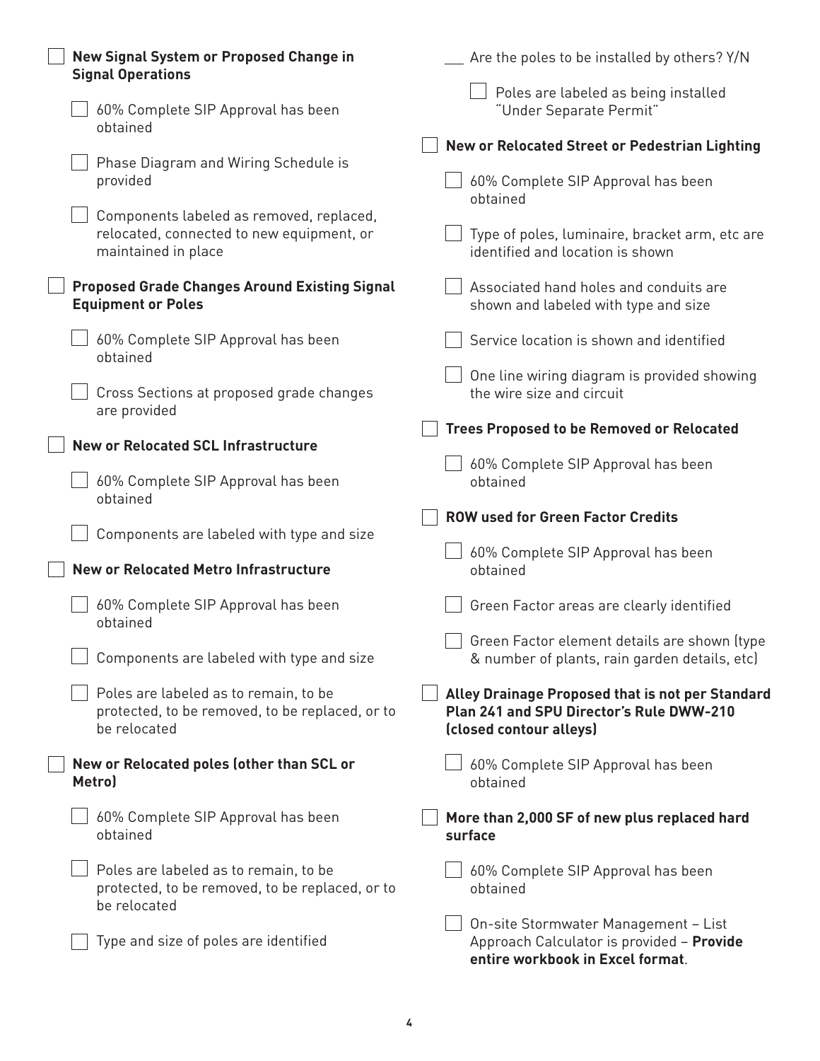- [ ] **New Signal System or Proposed Change in Signal Operations**
  - [ ] 60% Complete SIP Approval has been obtained
  - [ ] Phase Diagram and Wiring Schedule is provided
  - [ ] Components labeled as removed, replaced, relocated, connected to new equipment, or maintained in place
- [ ] **Proposed Grade Changes Around Existing Signal Equipment or Poles**
  - [ ] 60% Complete SIP Approval has been obtained
  - [ ] Cross Sections at proposed grade changes are provided
- [ ] **New or Relocated SCL Infrastructure**
  - [ ] 60% Complete SIP Approval has been obtained
  - [ ] Components are labeled with type and size
- [ ] **New or Relocated Metro Infrastructure**
  - [ ] 60% Complete SIP Approval has been obtained
  - [ ] Components are labeled with type and size
  - [ ] Poles are labeled as to remain, to be protected, to be removed, to be replaced, or to be relocated
- [ ] **New or Relocated poles (other than SCL or Metro)**
  - [ ] 60% Complete SIP Approval has been obtained
  - [ ] Poles are labeled as to remain, to be protected, to be removed, to be replaced, or to be relocated
  - [ ] Type and size of poles are identified
  - ___ Are the poles to be installed by others? Y/N
    - [ ] Poles are labeled as being installed "Under Separate Permit"
- [ ] **New or Relocated Street or Pedestrian Lighting**
  - [ ] 60% Complete SIP Approval has been obtained
  - [ ] Type of poles, luminaire, bracket arm, etc are identified and location is shown
  - [ ] Associated hand holes and conduits are shown and labeled with type and size
  - [ ] Service location is shown and identified
  - [ ] One line wiring diagram is provided showing the wire size and circuit
- [ ] **Trees Proposed to be Removed or Relocated**
  - [ ] 60% Complete SIP Approval has been obtained
- [ ] **ROW used for Green Factor Credits**
  - [ ] 60% Complete SIP Approval has been obtained
  - [ ] Green Factor areas are clearly identified
  - [ ] Green Factor element details are shown (type & number of plants, rain garden details, etc)
- [ ] **Alley Drainage Proposed that is not per Standard Plan 241 and SPU Director's Rule DWW-210 (closed contour alleys)**
  - [ ] 60% Complete SIP Approval has been obtained
- [ ] **More than 2,000 SF of new plus replaced hard surface**
  - [ ] 60% Complete SIP Approval has been obtained
  - [ ] On-site Stormwater Management – List Approach Calculator is provided – **Provide entire workbook in Excel format**.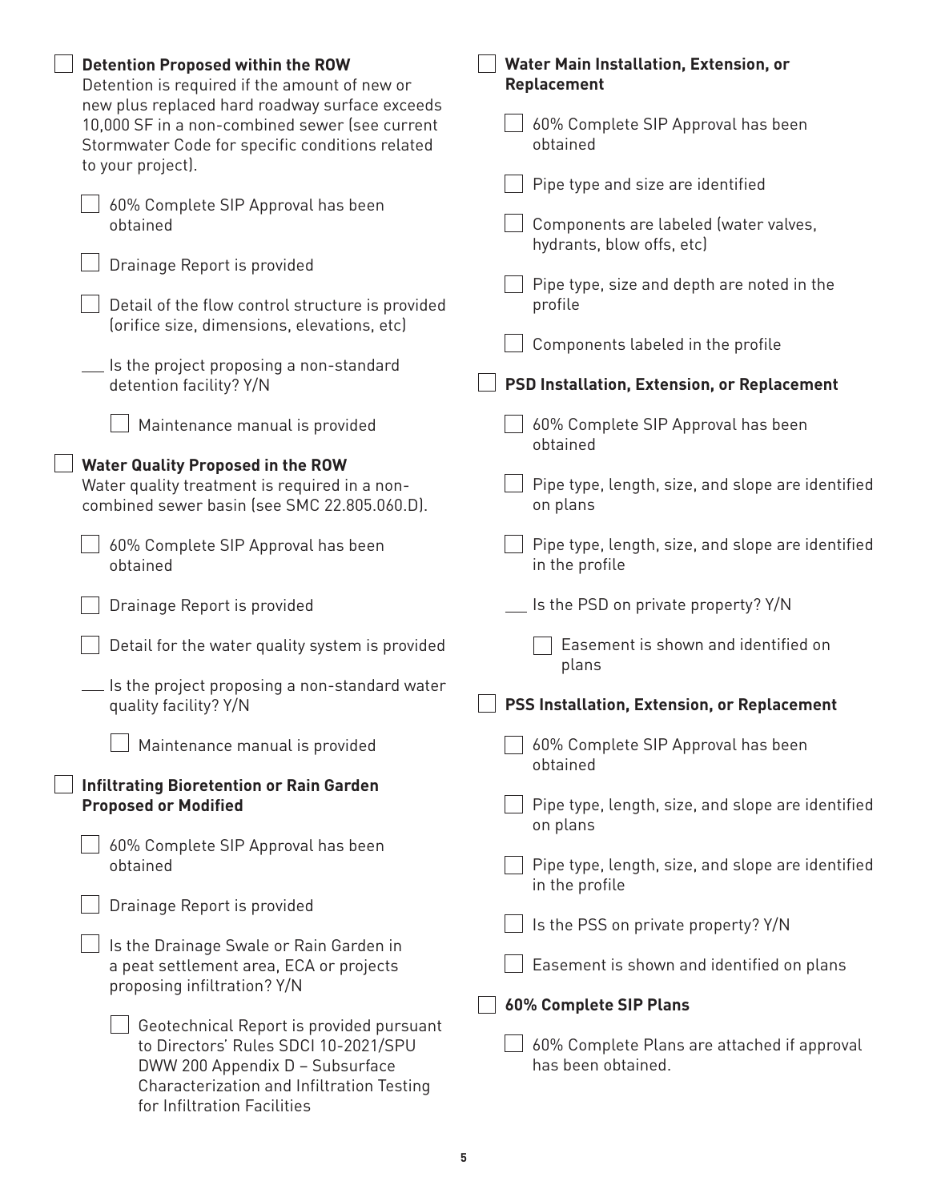- [ ] **Detention Proposed within the ROW**
  Detention is required if the amount of new or new plus replaced hard roadway surface exceeds 10,000 SF in a non-combined sewer (see current Stormwater Code for specific conditions related to your project).
  - [ ] 60% Complete SIP Approval has been obtained
  - [ ] Drainage Report is provided
  - [ ] Detail of the flow control structure is provided (orifice size, dimensions, elevations, etc)
  - ___ Is the project proposing a non-standard detention facility? Y/N
    - [ ] Maintenance manual is provided

- [ ] **Water Quality Proposed in the ROW**
  Water quality treatment is required in a non-combined sewer basin (see SMC 22.805.060.D).
  - [ ] 60% Complete SIP Approval has been obtained
  - [ ] Drainage Report is provided
  - [ ] Detail for the water quality system is provided
  - ___ Is the project proposing a non-standard water quality facility? Y/N
    - [ ] Maintenance manual is provided

- [ ] **Infiltrating Bioretention or Rain Garden Proposed or Modified**
  - [ ] 60% Complete SIP Approval has been obtained
  - [ ] Drainage Report is provided
  - [ ] Is the Drainage Swale or Rain Garden in a peat settlement area, ECA or projects proposing infiltration? Y/N
    - [ ] Geotechnical Report is provided pursuant to Directors' Rules SDCI 10-2021/SPU DWW 200 Appendix D – Subsurface Characterization and Infiltration Testing for Infiltration Facilities

- [ ] **Water Main Installation, Extension, or Replacement**
  - [ ] 60% Complete SIP Approval has been obtained
  - [ ] Pipe type and size are identified
  - [ ] Components are labeled (water valves, hydrants, blow offs, etc)
  - [ ] Pipe type, size and depth are noted in the profile
  - [ ] Components labeled in the profile

- [ ] **PSD Installation, Extension, or Replacement**
  - [ ] 60% Complete SIP Approval has been obtained
  - [ ] Pipe type, length, size, and slope are identified on plans
  - [ ] Pipe type, length, size, and slope are identified in the profile
  - ___ Is the PSD on private property? Y/N
    - [ ] Easement is shown and identified on plans

- [ ] **PSS Installation, Extension, or Replacement**
  - [ ] 60% Complete SIP Approval has been obtained
  - [ ] Pipe type, length, size, and slope are identified on plans
  - [ ] Pipe type, length, size, and slope are identified in the profile
  - [ ] Is the PSS on private property? Y/N
  - [ ] Easement is shown and identified on plans

- [ ] **60% Complete SIP Plans**
  - [ ] 60% Complete Plans are attached if approval has been obtained.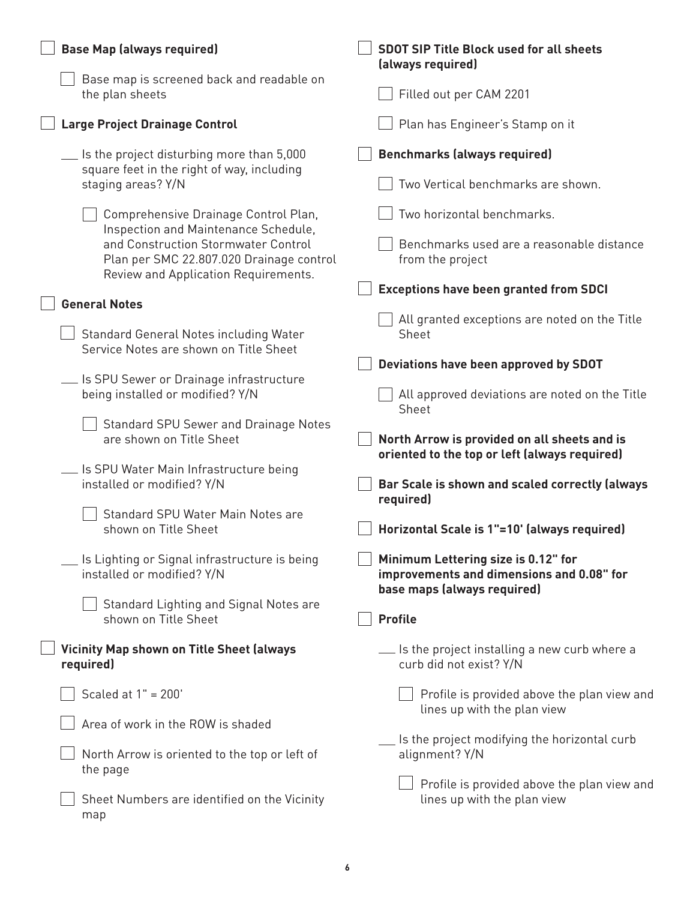- [ ] **Base Map (always required)**
  - [ ] Base map is screened back and readable on the plan sheets
- [ ] **Large Project Drainage Control**
  - ___ Is the project disturbing more than 5,000 square feet in the right of way, including staging areas? Y/N
    - [ ] Comprehensive Drainage Control Plan, Inspection and Maintenance Schedule, and Construction Stormwater Control Plan per SMC 22.807.020 Drainage control Review and Application Requirements.
- [ ] **General Notes**
  - [ ] Standard General Notes including Water Service Notes are shown on Title Sheet
  - ___ Is SPU Sewer or Drainage infrastructure being installed or modified? Y/N
    - [ ] Standard SPU Sewer and Drainage Notes are shown on Title Sheet
  - ___ Is SPU Water Main Infrastructure being installed or modified? Y/N
    - [ ] Standard SPU Water Main Notes are shown on Title Sheet
  - ___ Is Lighting or Signal infrastructure is being installed or modified? Y/N
    - [ ] Standard Lighting and Signal Notes are shown on Title Sheet
- [ ] **Vicinity Map shown on Title Sheet (always required)**
  - [ ] Scaled at 1" = 200'
  - [ ] Area of work in the ROW is shaded
  - [ ] North Arrow is oriented to the top or left of the page
  - [ ] Sheet Numbers are identified on the Vicinity map
- [ ] **SDOT SIP Title Block used for all sheets (always required)**
  - [ ] Filled out per CAM 2201
  - [ ] Plan has Engineer's Stamp on it
- [ ] **Benchmarks (always required)**
  - [ ] Two Vertical benchmarks are shown.
  - [ ] Two horizontal benchmarks.
  - [ ] Benchmarks used are a reasonable distance from the project
- [ ] **Exceptions have been granted from SDCI**
  - [ ] All granted exceptions are noted on the Title Sheet
- [ ] **Deviations have been approved by SDOT**
  - [ ] All approved deviations are noted on the Title Sheet
- [ ] **North Arrow is provided on all sheets and is oriented to the top or left (always required)**
- [ ] **Bar Scale is shown and scaled correctly (always required)**
- [ ] **Horizontal Scale is 1"=10' (always required)**
- [ ] **Minimum Lettering size is 0.12" for improvements and dimensions and 0.08" for base maps (always required)**
- [ ] **Profile**
  - ___ Is the project installing a new curb where a curb did not exist? Y/N
    - [ ] Profile is provided above the plan view and lines up with the plan view
  - ___ Is the project modifying the horizontal curb alignment? Y/N
    - [ ] Profile is provided above the plan view and lines up with the plan view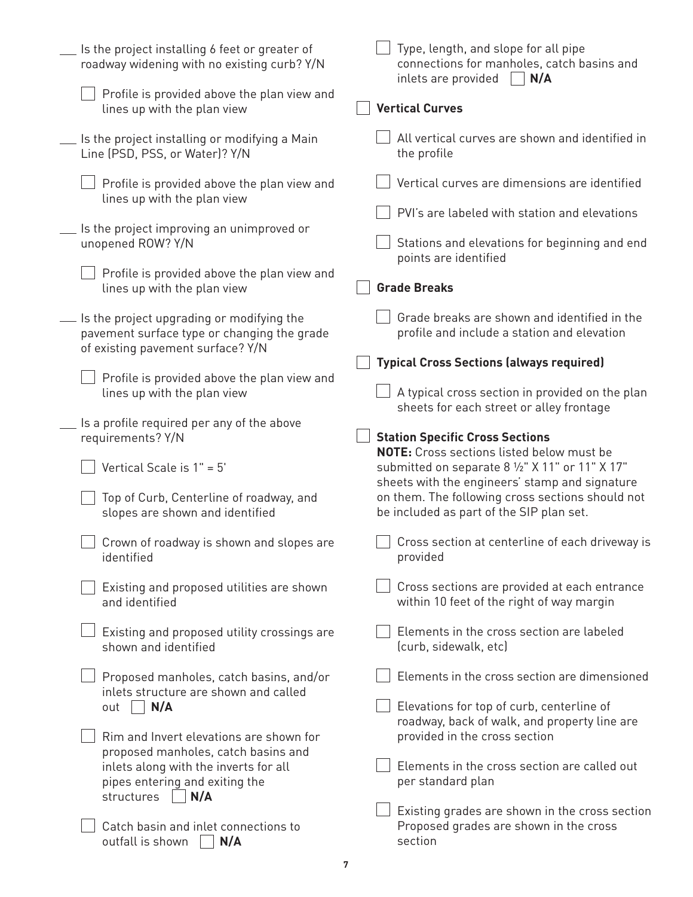___ Is the project installing 6 feet or greater of roadway widening with no existing curb? Y/N

- [ ] Profile is provided above the plan view and lines up with the plan view

___ Is the project installing or modifying a Main Line (PSD, PSS, or Water)? Y/N

- [ ] Profile is provided above the plan view and lines up with the plan view

___ Is the project improving an unimproved or unopened ROW? Y/N

- [ ] Profile is provided above the plan view and lines up with the plan view

___ Is the project upgrading or modifying the pavement surface type or changing the grade of existing pavement surface? Y/N

- [ ] Profile is provided above the plan view and lines up with the plan view

___ Is a profile required per any of the above requirements? Y/N

- [ ] Vertical Scale is 1" = 5'
- [ ] Top of Curb, Centerline of roadway, and slopes are shown and identified
- [ ] Crown of roadway is shown and slopes are identified
- [ ] Existing and proposed utilities are shown and identified
- [ ] Existing and proposed utility crossings are shown and identified
- [ ] Proposed manholes, catch basins, and/or inlets structure are shown and called out ☐ **N/A**
- [ ] Rim and Invert elevations are shown for proposed manholes, catch basins and inlets along with the inverts for all pipes entering and exiting the structures ☐ **N/A**
- [ ] Catch basin and inlet connections to outfall is shown ☐ **N/A**
- [ ] Type, length, and slope for all pipe connections for manholes, catch basins and inlets are provided ☐ **N/A**

- [ ] **Vertical Curves**
  - [ ] All vertical curves are shown and identified in the profile
  - [ ] Vertical curves are dimensions are identified
  - [ ] PVI's are labeled with station and elevations
  - [ ] Stations and elevations for beginning and end points are identified

- [ ] **Grade Breaks**
  - [ ] Grade breaks are shown and identified in the profile and include a station and elevation

- [ ] **Typical Cross Sections (always required)**
  - [ ] A typical cross section in provided on the plan sheets for each street or alley frontage

- [ ] **Station Specific Cross Sections**

  **NOTE:** Cross sections listed below must be submitted on separate 8 ½" X 11" or 11" X 17" sheets with the engineers' stamp and signature on them. The following cross sections should not be included as part of the SIP plan set.

  - [ ] Cross section at centerline of each driveway is provided
  - [ ] Cross sections are provided at each entrance within 10 feet of the right of way margin
  - [ ] Elements in the cross section are labeled (curb, sidewalk, etc)
  - [ ] Elements in the cross section are dimensioned
  - [ ] Elevations for top of curb, centerline of roadway, back of walk, and property line are provided in the cross section
  - [ ] Elements in the cross section are called out per standard plan
  - [ ] Existing grades are shown in the cross section Proposed grades are shown in the cross section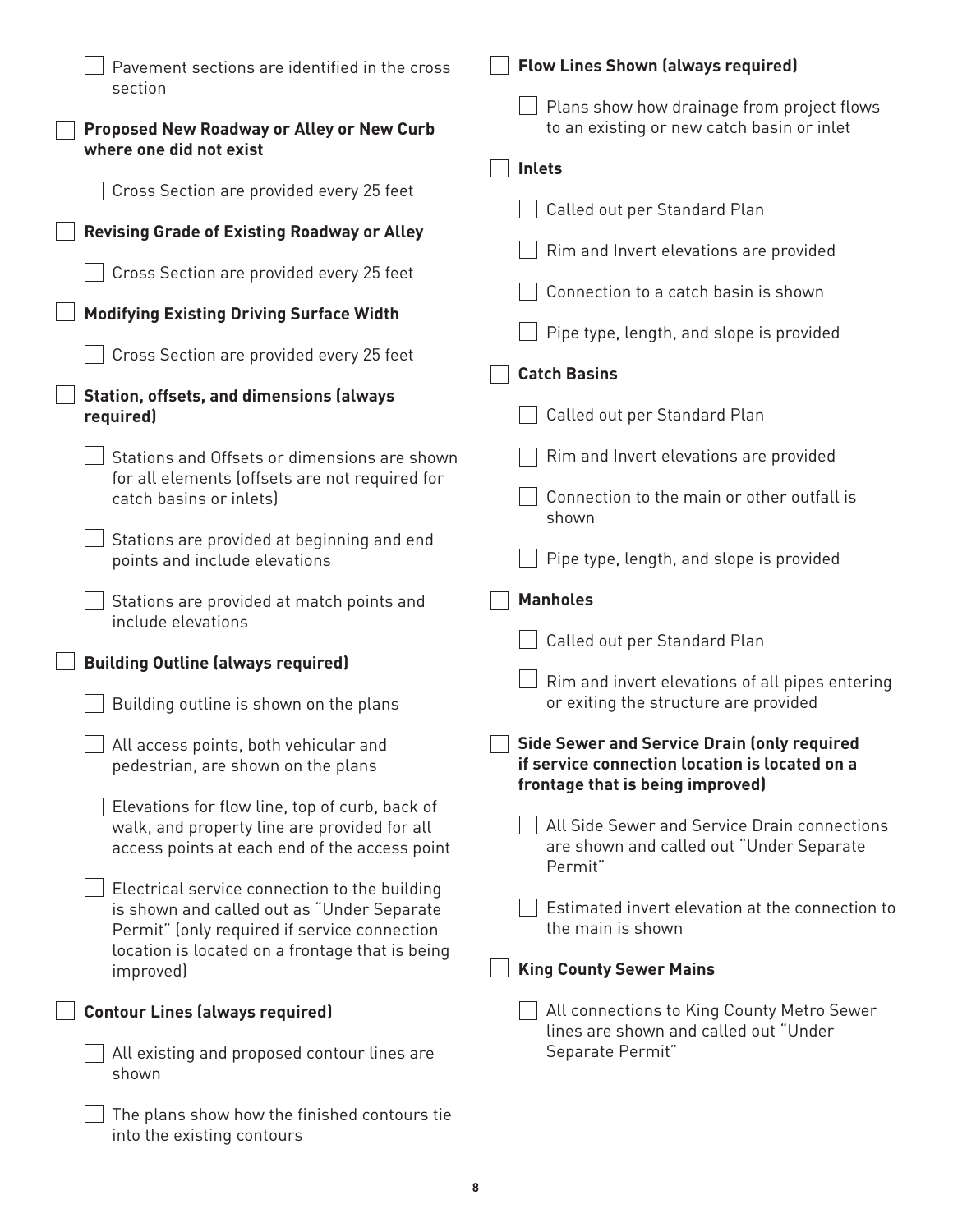- [ ] Pavement sections are identified in the cross section

- [ ] **Proposed New Roadway or Alley or New Curb where one did not exist**
  - [ ] Cross Section are provided every 25 feet

- [ ] **Revising Grade of Existing Roadway or Alley**
  - [ ] Cross Section are provided every 25 feet

- [ ] **Modifying Existing Driving Surface Width**
  - [ ] Cross Section are provided every 25 feet

- [ ] **Station, offsets, and dimensions (always required)**
  - [ ] Stations and Offsets or dimensions are shown for all elements (offsets are not required for catch basins or inlets)
  - [ ] Stations are provided at beginning and end points and include elevations
  - [ ] Stations are provided at match points and include elevations

- [ ] **Building Outline (always required)**
  - [ ] Building outline is shown on the plans
  - [ ] All access points, both vehicular and pedestrian, are shown on the plans
  - [ ] Elevations for flow line, top of curb, back of walk, and property line are provided for all access points at each end of the access point
  - [ ] Electrical service connection to the building is shown and called out as "Under Separate Permit" (only required if service connection location is located on a frontage that is being improved)

- [ ] **Contour Lines (always required)**
  - [ ] All existing and proposed contour lines are shown
  - [ ] The plans show how the finished contours tie into the existing contours

- [ ] **Flow Lines Shown (always required)**
  - [ ] Plans show how drainage from project flows to an existing or new catch basin or inlet

- [ ] **Inlets**
  - [ ] Called out per Standard Plan
  - [ ] Rim and Invert elevations are provided
  - [ ] Connection to a catch basin is shown
  - [ ] Pipe type, length, and slope is provided

- [ ] **Catch Basins**
  - [ ] Called out per Standard Plan
  - [ ] Rim and Invert elevations are provided
  - [ ] Connection to the main or other outfall is shown
  - [ ] Pipe type, length, and slope is provided

- [ ] **Manholes**
  - [ ] Called out per Standard Plan
  - [ ] Rim and invert elevations of all pipes entering or exiting the structure are provided

- [ ] **Side Sewer and Service Drain (only required if service connection location is located on a frontage that is being improved)**
  - [ ] All Side Sewer and Service Drain connections are shown and called out "Under Separate Permit"
  - [ ] Estimated invert elevation at the connection to the main is shown

- [ ] **King County Sewer Mains**
  - [ ] All connections to King County Metro Sewer lines are shown and called out "Under Separate Permit"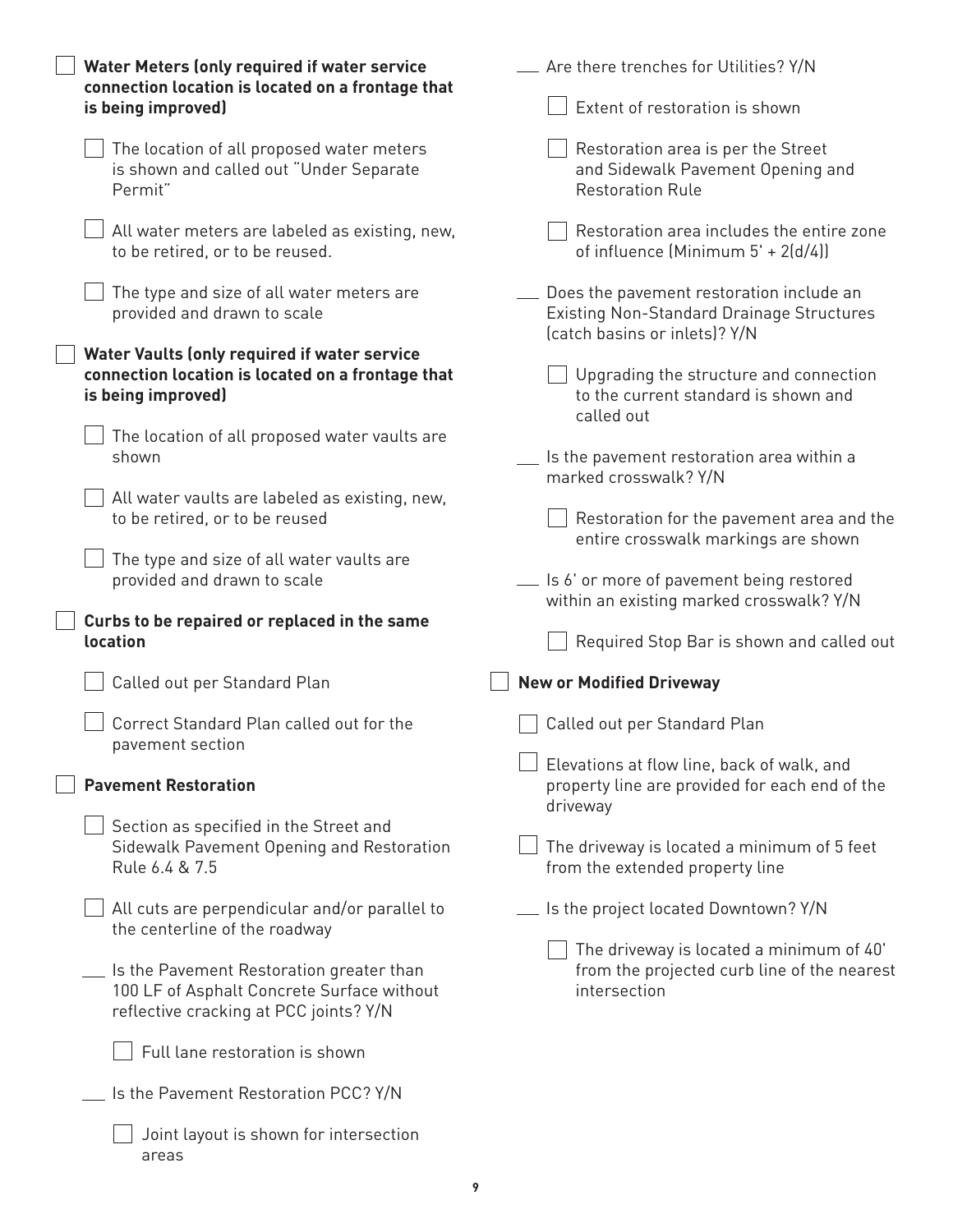- [ ] **Water Meters (only required if water service connection location is located on a frontage that is being improved)**
  - [ ] The location of all proposed water meters is shown and called out "Under Separate Permit"
  - [ ] All water meters are labeled as existing, new, to be retired, or to be reused.
  - [ ] The type and size of all water meters are provided and drawn to scale
- [ ] **Water Vaults (only required if water service connection location is located on a frontage that is being improved)**
  - [ ] The location of all proposed water vaults are shown
  - [ ] All water vaults are labeled as existing, new, to be retired, or to be reused
  - [ ] The type and size of all water vaults are provided and drawn to scale
- [ ] **Curbs to be repaired or replaced in the same location**
  - [ ] Called out per Standard Plan
  - [ ] Correct Standard Plan called out for the pavement section
- [ ] **Pavement Restoration**
  - [ ] Section as specified in the Street and Sidewalk Pavement Opening and Restoration Rule 6.4 & 7.5
  - [ ] All cuts are perpendicular and/or parallel to the centerline of the roadway
  - ___ Is the Pavement Restoration greater than 100 LF of Asphalt Concrete Surface without reflective cracking at PCC joints? Y/N
    - [ ] Full lane restoration is shown
  - ___ Is the Pavement Restoration PCC? Y/N
    - [ ] Joint layout is shown for intersection areas
  - ___ Are there trenches for Utilities? Y/N
    - [ ] Extent of restoration is shown
    - [ ] Restoration area is per the Street and Sidewalk Pavement Opening and Restoration Rule
    - [ ] Restoration area includes the entire zone of influence (Minimum 5' + 2(d/4))
  - ___ Does the pavement restoration include an Existing Non-Standard Drainage Structures (catch basins or inlets)? Y/N
    - [ ] Upgrading the structure and connection to the current standard is shown and called out
  - ___ Is the pavement restoration area within a marked crosswalk? Y/N
    - [ ] Restoration for the pavement area and the entire crosswalk markings are shown
  - ___ Is 6' or more of pavement being restored within an existing marked crosswalk? Y/N
    - [ ] Required Stop Bar is shown and called out
- [ ] **New or Modified Driveway**
  - [ ] Called out per Standard Plan
  - [ ] Elevations at flow line, back of walk, and property line are provided for each end of the driveway
  - [ ] The driveway is located a minimum of 5 feet from the extended property line
  - ___ Is the project located Downtown? Y/N
    - [ ] The driveway is located a minimum of 40' from the projected curb line of the nearest intersection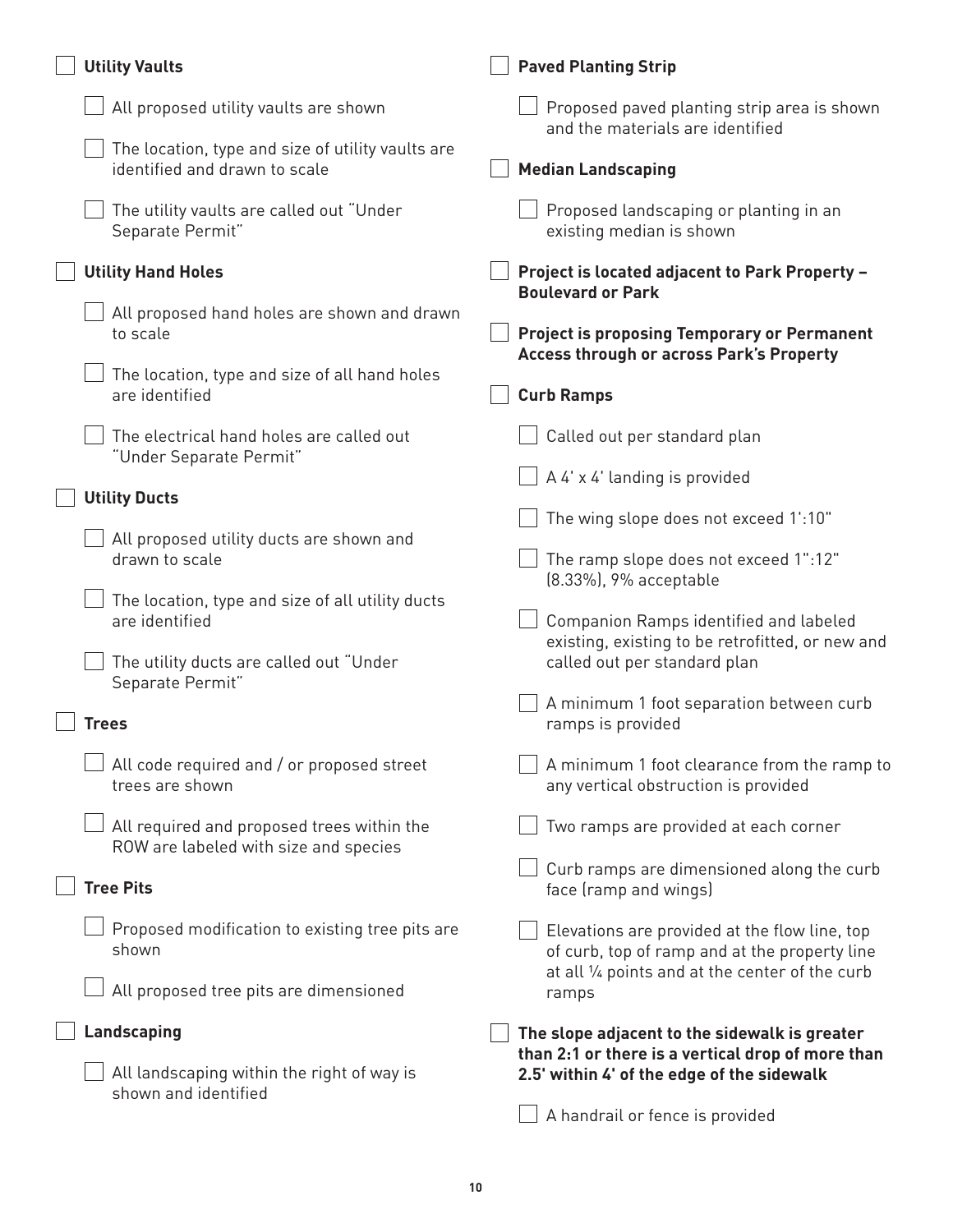- [ ] **Utility Vaults**
  - [ ] All proposed utility vaults are shown
  - [ ] The location, type and size of utility vaults are identified and drawn to scale
  - [ ] The utility vaults are called out "Under Separate Permit"
- [ ] **Utility Hand Holes**
  - [ ] All proposed hand holes are shown and drawn to scale
  - [ ] The location, type and size of all hand holes are identified
  - [ ] The electrical hand holes are called out "Under Separate Permit"
- [ ] **Utility Ducts**
  - [ ] All proposed utility ducts are shown and drawn to scale
  - [ ] The location, type and size of all utility ducts are identified
  - [ ] The utility ducts are called out "Under Separate Permit"
- [ ] **Trees**
  - [ ] All code required and / or proposed street trees are shown
  - [ ] All required and proposed trees within the ROW are labeled with size and species
- [ ] **Tree Pits**
  - [ ] Proposed modification to existing tree pits are shown
  - [ ] All proposed tree pits are dimensioned
- [ ] **Landscaping**
  - [ ] All landscaping within the right of way is shown and identified
- [ ] **Paved Planting Strip**
  - [ ] Proposed paved planting strip area is shown and the materials are identified
- [ ] **Median Landscaping**
  - [ ] Proposed landscaping or planting in an existing median is shown
- [ ] **Project is located adjacent to Park Property – Boulevard or Park**
- [ ] **Project is proposing Temporary or Permanent Access through or across Park's Property**
- [ ] **Curb Ramps**
  - [ ] Called out per standard plan
  - [ ] A 4' x 4' landing is provided
  - [ ] The wing slope does not exceed 1':10"
  - [ ] The ramp slope does not exceed 1":12" (8.33%), 9% acceptable
  - [ ] Companion Ramps identified and labeled existing, existing to be retrofitted, or new and called out per standard plan
  - [ ] A minimum 1 foot separation between curb ramps is provided
  - [ ] A minimum 1 foot clearance from the ramp to any vertical obstruction is provided
  - [ ] Two ramps are provided at each corner
  - [ ] Curb ramps are dimensioned along the curb face (ramp and wings)
  - [ ] Elevations are provided at the flow line, top of curb, top of ramp and at the property line at all ¼ points and at the center of the curb ramps
- [ ] **The slope adjacent to the sidewalk is greater than 2:1 or there is a vertical drop of more than 2.5' within 4' of the edge of the sidewalk**
  - [ ] A handrail or fence is provided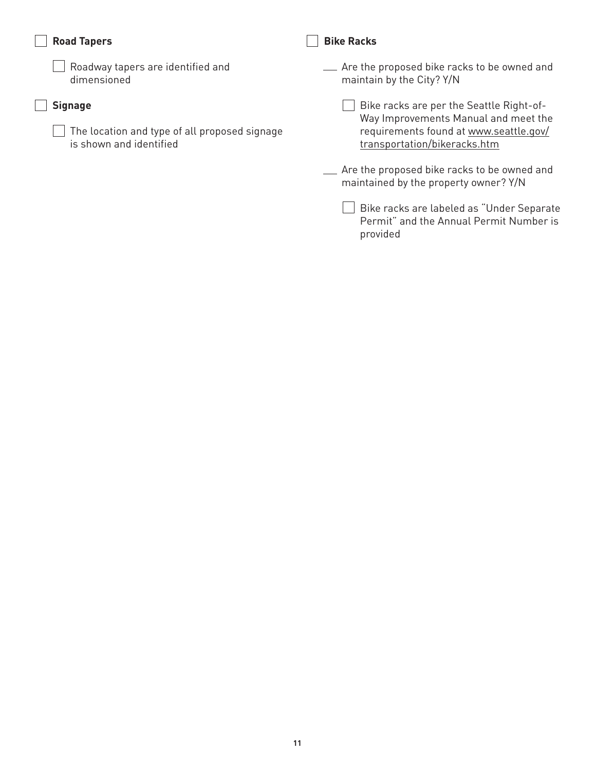- [ ] **Road Tapers**
  - [ ] Roadway tapers are identified and dimensioned

- [ ] **Signage**
  - [ ] The location and type of all proposed signage is shown and identified

- [ ] **Bike Racks**

  ___ Are the proposed bike racks to be owned and maintain by the City? Y/N

  - [ ] Bike racks are per the Seattle Right-of-Way Improvements Manual and meet the requirements found at www.seattle.gov/transportation/bikeracks.htm

  ___ Are the proposed bike racks to be owned and maintained by the property owner? Y/N

  - [ ] Bike racks are labeled as "Under Separate Permit" and the Annual Permit Number is provided